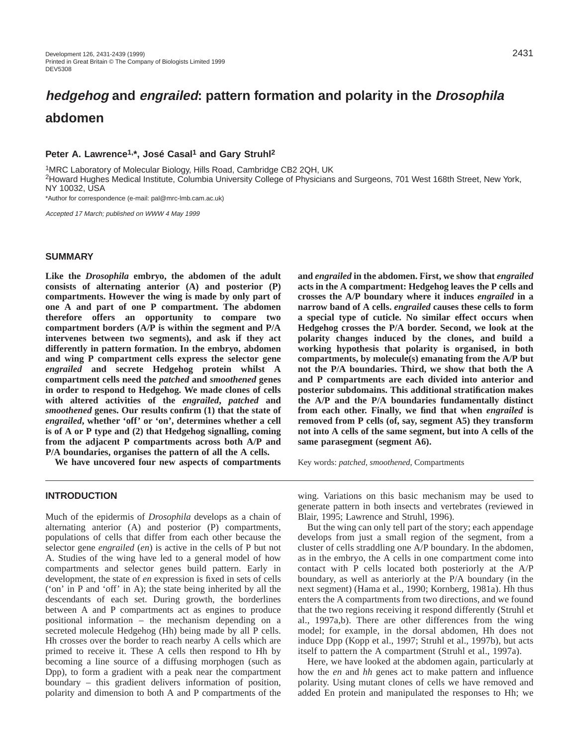# *hedgehog* and *engrailed*: pattern formation and polarity in the *Drosophila* abdomen

**Peter A. Lawrence[1,*], José Casal[1] and Gary Struhl[2]**

[1]MRC Laboratory of Molecular Biology, Hills Road, Cambridge CB2 2QH, UK
[2]Howard Hughes Medical Institute, Columbia University College of Physicians and Surgeons, 701 West 168th Street, New York, NY 10032, USA

*Author for correspondence (e-mail: pal@mrc-lmb.cam.ac.uk)

*Accepted 17 March; published on WWW 4 May 1999*

## SUMMARY

**Like the *Drosophila* embryo, the abdomen of the adult consists of alternating anterior (A) and posterior (P) compartments. However the wing is made by only part of one A and part of one P compartment. The abdomen therefore offers an opportunity to compare two compartment borders (A/P is within the segment and P/A intervenes between two segments), and ask if they act differently in pattern formation. In the embryo, abdomen and wing P compartment cells express the selector gene *engrailed* and secrete Hedgehog protein whilst A compartment cells need the *patched* and *smoothened* genes in order to respond to Hedgehog. We made clones of cells with altered activities of the *engrailed*, *patched* and *smoothened* genes. Our results confirm (1) that the state of *engrailed*, whether 'off' or 'on', determines whether a cell is of A or P type and (2) that Hedgehog signalling, coming from the adjacent P compartments across both A/P and P/A boundaries, organises the pattern of all the A cells.**

**We have uncovered four new aspects of compartments and *engrailed* in the abdomen. First, we show that *engrailed* acts in the A compartment: Hedgehog leaves the P cells and crosses the A/P boundary where it induces *engrailed* in a narrow band of A cells. *engrailed* causes these cells to form a special type of cuticle. No similar effect occurs when Hedgehog crosses the P/A border. Second, we look at the polarity changes induced by the clones, and build a working hypothesis that polarity is organised, in both compartments, by molecule(s) emanating from the A/P but not the P/A boundaries. Third, we show that both the A and P compartments are each divided into anterior and posterior subdomains. This additional stratification makes the A/P and the P/A boundaries fundamentally distinct from each other. Finally, we find that when *engrailed* is removed from P cells (of, say, segment A5) they transform not into A cells of the same segment, but into A cells of the same parasegment (segment A6).**

Key words: *patched*, *smoothened*, Compartments

## INTRODUCTION

Much of the epidermis of *Drosophila* develops as a chain of alternating anterior (A) and posterior (P) compartments, populations of cells that differ from each other because the selector gene *engrailed* (*en*) is active in the cells of P but not A. Studies of the wing have led to a general model of how compartments and selector genes build pattern. Early in development, the state of *en* expression is fixed in sets of cells ('on' in P and 'off' in A); the state being inherited by all the descendants of each set. During growth, the borderlines between A and P compartments act as engines to produce positional information – the mechanism depending on a secreted molecule Hedgehog (Hh) being made by all P cells. Hh crosses over the border to reach nearby A cells which are primed to receive it. These A cells then respond to Hh by becoming a line source of a diffusing morphogen (such as Dpp), to form a gradient with a peak near the compartment boundary – this gradient delivers information of position, polarity and dimension to both A and P compartments of the wing. Variations on this basic mechanism may be used to generate pattern in both insects and vertebrates (reviewed in Blair, 1995; Lawrence and Struhl, 1996).

But the wing can only tell part of the story; each appendage develops from just a small region of the segment, from a cluster of cells straddling one A/P boundary. In the abdomen, as in the embryo, the A cells in one compartment come into contact with P cells located both posteriorly at the A/P boundary, as well as anteriorly at the P/A boundary (in the next segment) (Hama et al., 1990; Kornberg, 1981a). Hh thus enters the A compartments from two directions, and we found that the two regions receiving it respond differently (Struhl et al., 1997a,b). There are other differences from the wing model; for example, in the dorsal abdomen, Hh does not induce Dpp (Kopp et al., 1997; Struhl et al., 1997b), but acts itself to pattern the A compartment (Struhl et al., 1997a).

Here, we have looked at the abdomen again, particularly at how the *en* and *hh* genes act to make pattern and influence polarity. Using mutant clones of cells we have removed and added En protein and manipulated the responses to Hh; we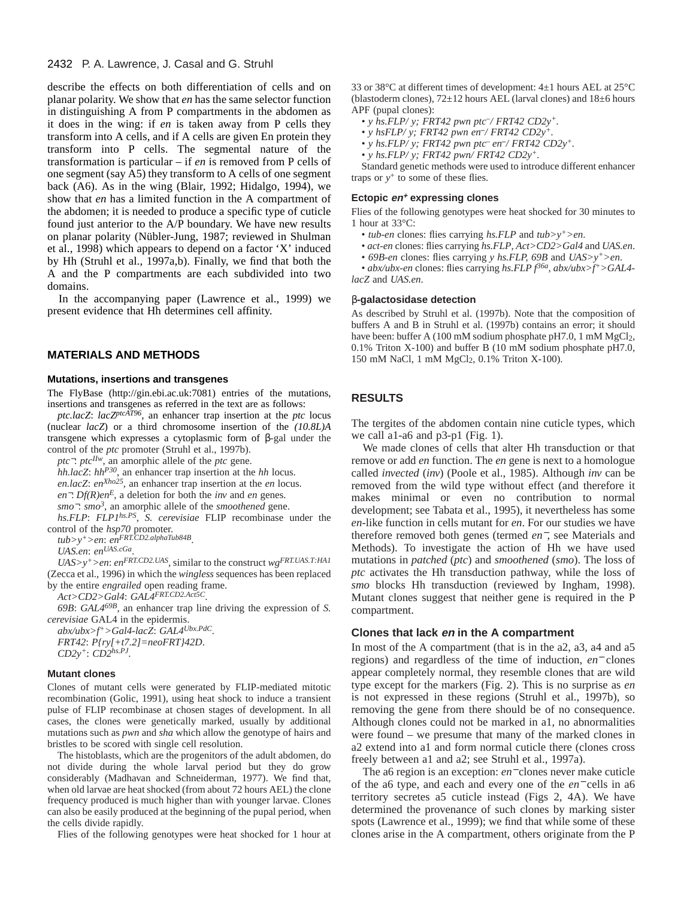describe the effects on both differentiation of cells and on planar polarity. We show that *en* has the same selector function in distinguishing A from P compartments in the abdomen as it does in the wing: if *en* is taken away from P cells they transform into A cells, and if A cells are given En protein they transform into P cells. The segmental nature of the transformation is particular – if *en* is removed from P cells of one segment (say A5) they transform to A cells of one segment back (A6). As in the wing (Blair, 1992; Hidalgo, 1994), we show that *en* has a limited function in the A compartment of the abdomen; it is needed to produce a specific type of cuticle found just anterior to the A/P boundary. We have new results on planar polarity (Nübler-Jung, 1987; reviewed in Shulman et al., 1998) which appears to depend on a factor 'X' induced by Hh (Struhl et al., 1997a,b). Finally, we find that both the A and the P compartments are each subdivided into two domains.

In the accompanying paper (Lawrence et al., 1999) we present evidence that Hh determines cell affinity.

## MATERIALS AND METHODS

### Mutations, insertions and transgenes

The FlyBase (http://gin.ebi.ac.uk:7081) entries of the mutations, insertions and transgenes as referred in the text are as follows:

*ptc.lacZ*: *lacZ*$^{ptcAT96}$, an enhancer trap insertion at the *ptc* locus (nuclear *lacZ*) or a third chromosome insertion of the *(10.8L)A* transgene which expresses a cytoplasmic form of β-gal under the control of the *ptc* promoter (Struhl et al., 1997b).

*ptc*$^-$: *ptc*$^{IIw}$, an amorphic allele of the *ptc* gene.

*hh.lacZ*: *hh*$^{P30}$, an enhancer trap insertion at the *hh* locus.

*en.lacZ*: *en*$^{Xho25}$, an enhancer trap insertion at the *en* locus.

*en*$^-$: *Df(R)en*$^E$, a deletion for both the *inv* and *en* genes.

*smo*$^-$: *smo*$^3$, an amorphic allele of the *smoothened* gene.

*hs.FLP*: *FLP1*$^{hs.PS}$, *S. cerevisiae* FLIP recombinase under the control of the *hsp70* promoter.

*tub>y*$^+$*>en*: *en*$^{FRT.CD2.alphaTub84B}$.

*UAS.en*: *en*$^{UAS.cGa}$.

*UAS>y*$^+$*>en*: *en*$^{FRT.CD2.UAS}$, similar to the construct *wg*$^{FRT.UAS.T:HA1}$ (Zecca et al., 1996) in which the *wingless* sequences has been replaced by the entire *engrailed* open reading frame.

*Act>CD2>Gal4*: *GAL4*$^{FRT.CD2.Act5C}$.

*69B*: *GAL4*$^{69B}$, an enhancer trap line driving the expression of *S. cerevisiae* GAL4 in the epidermis.

*abx/ubx>f*$^+$*>Gal4-lacZ*: *GAL4*$^{Ubx.PdC}$.

*FRT42*: *P{ry[+t7.2]=neoFRT}42D*.

*CD2y*$^+$: *CD2*$^{hs.PJ}$.

### Mutant clones

Clones of mutant cells were generated by FLIP-mediated mitotic recombination (Golic, 1991), using heat shock to induce a transient pulse of FLIP recombinase at chosen stages of development. In all cases, the clones were genetically marked, usually by additional mutations such as *pwn* and *sha* which allow the genotype of hairs and bristles to be scored with single cell resolution.

The histoblasts, which are the progenitors of the adult abdomen, do not divide during the whole larval period but they do grow considerably (Madhavan and Schneiderman, 1977). We find that, when old larvae are heat shocked (from about 72 hours AEL) the clone frequency produced is much higher than with younger larvae. Clones can also be easily produced at the beginning of the pupal period, when the cells divide rapidly.

Flies of the following genotypes were heat shocked for 1 hour at 33 or 38°C at different times of development: 4±1 hours AEL at 25°C (blastoderm clones), 72±12 hours AEL (larval clones) and 18±6 hours APF (pupal clones):

- *y hs.FLP/ y; FRT42 pwn ptc*$^-$*/ FRT42 CD2y*$^+$.
- *y hsFLP/ y; FRT42 pwn en*$^-$*/ FRT42 CD2y*$^+$.
- *y hs.FLP/ y; FRT42 pwn ptc*$^-$ *en*$^-$*/ FRT42 CD2y*$^+$.
- *y hs.FLP/ y; FRT42 pwn/ FRT42 CD2y*$^+$.

Standard genetic methods were used to introduce different enhancer traps or *y*$^+$ to some of these flies.

### Ectopic *en*$^+$ expressing clones

Flies of the following genotypes were heat shocked for 30 minutes to 1 hour at 33°C:

- *tub-en* clones: flies carrying *hs.FLP* and *tub>y*$^+$*>en*.
- *act-en* clones: flies carrying *hs.FLP*, *Act>CD2>Gal4* and *UAS.en*.
- *69B-en* clones: flies carrying *y hs.FLP*, *69B* and *UAS>y*$^+$*>en*.
- *abx/ubx-en* clones: flies carrying *hs.FLP f*$^{36a}$, *abx/ubx>f*$^+$*>GAL4-lacZ* and *UAS.en*.

### β-galactosidase detection

As described by Struhl et al. (1997b). Note that the composition of buffers A and B in Struhl et al. (1997b) contains an error; it should have been: buffer A (100 mM sodium phosphate pH7.0, 1 mM $MgCl_2$, 0.1% Triton X-100) and buffer B (10 mM sodium phosphate pH7.0, 150 mM NaCl, 1 mM $MgCl_2$, 0.1% Triton X-100).

## RESULTS

The tergites of the abdomen contain nine cuticle types, which we call a1-a6 and p3-p1 (Fig. 1).

We made clones of cells that alter Hh transduction or that remove or add *en* function. The *en* gene is next to a homologue called *invected* (*inv*) (Poole et al., 1985). Although *inv* can be removed from the wild type without effect (and therefore it makes minimal or even no contribution to normal development; see Tabata et al., 1995), it nevertheless has some *en*-like function in cells mutant for *en*. For our studies we have therefore removed both genes (termed *en*$^-$, see Materials and Methods). To investigate the action of Hh we have used mutations in *patched* (*ptc*) and *smoothened* (*smo*). The loss of *ptc* activates the Hh transduction pathway, while the loss of *smo* blocks Hh transduction (reviewed by Ingham, 1998). Mutant clones suggest that neither gene is required in the P compartment.

### Clones that lack *en* in the A compartment

In most of the A compartment (that is in the a2, a3, a4 and a5 regions) and regardless of the time of induction, *en*$^-$ clones appear completely normal, they resemble clones that are wild type except for the markers (Fig. 2). This is no surprise as *en* is not expressed in these regions (Struhl et al., 1997b), so removing the gene from there should be of no consequence. Although clones could not be marked in a1, no abnormalities were found – we presume that many of the marked clones in a2 extend into a1 and form normal cuticle there (clones cross freely between a1 and a2; see Struhl et al., 1997a).

The a6 region is an exception: *en*$^-$ clones never make cuticle of the a6 type, and each and every one of the *en*$^-$ cells in a6 territory secretes a5 cuticle instead (Figs 2, 4A). We have determined the provenance of such clones by marking sister spots (Lawrence et al., 1999); we find that while some of these clones arise in the A compartment, others originate from the P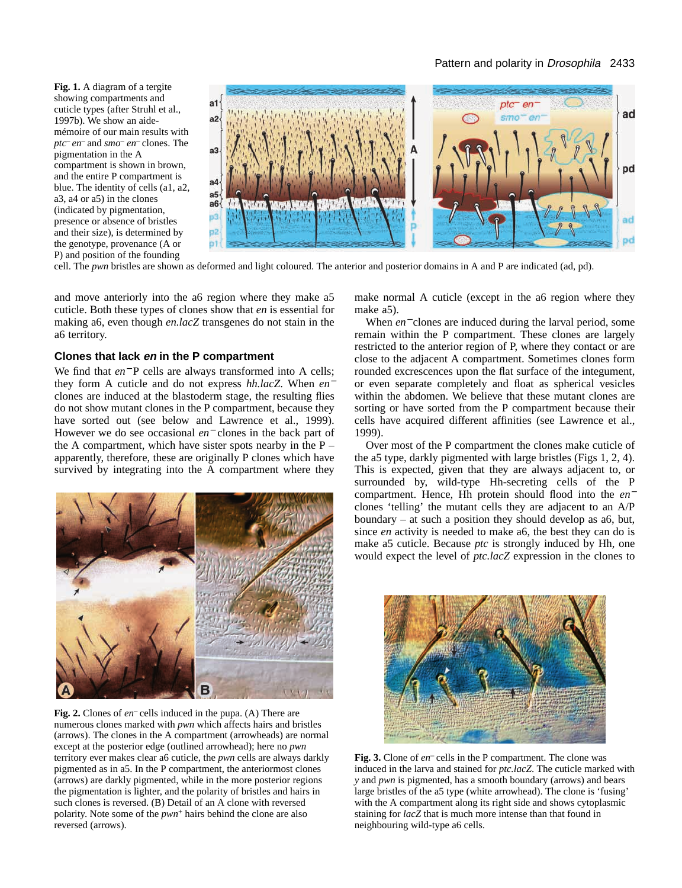**Fig. 1.** A diagram of a tergite showing compartments and cuticle types (after Struhl et al., 1997b). We show an aide-mémoire of our main results with *ptc*⁻ *en*⁻ and *smo*⁻ *en*⁻ clones. The pigmentation in the A compartment is shown in brown, and the entire P compartment is blue. The identity of cells (a1, a2, a3, a4 or a5) in the clones (indicated by pigmentation, presence or absence of bristles and their size), is determined by the genotype, provenance (A or P) and position of the founding cell. The *pwn* bristles are shown as deformed and light coloured. The anterior and posterior domains in A and P are indicated (ad, pd).

and move anteriorly into the a6 region where they make a5 cuticle. Both these types of clones show that *en* is essential for making a6, even though *en.lacZ* transgenes do not stain in the a6 territory.

### Clones that lack *en* in the P compartment

We find that *en*⁻P cells are always transformed into A cells; they form A cuticle and do not express *hh.lacZ*. When *en*⁻ clones are induced at the blastoderm stage, the resulting flies do not show mutant clones in the P compartment, because they have sorted out (see below and Lawrence et al., 1999). However we do see occasional *en*⁻clones in the back part of the A compartment, which have sister spots nearby in the P – apparently, therefore, these are originally P clones which have survived by integrating into the A compartment where they make normal A cuticle (except in the a6 region where they make a5).

When *en*⁻clones are induced during the larval period, some remain within the P compartment. These clones are largely restricted to the anterior region of P, where they contact or are close to the adjacent A compartment. Sometimes clones form rounded excrescences upon the flat surface of the integument, or even separate completely and float as spherical vesicles within the abdomen. We believe that these mutant clones are sorting or have sorted from the P compartment because their cells have acquired different affinities (see Lawrence et al., 1999).

Over most of the P compartment the clones make cuticle of the a5 type, darkly pigmented with large bristles (Figs 1, 2, 4). This is expected, given that they are always adjacent to, or surrounded by, wild-type Hh-secreting cells of the P compartment. Hence, Hh protein should flood into the *en*⁻ clones 'telling' the mutant cells they are adjacent to an A/P boundary – at such a position they should develop as a6, but, since *en* activity is needed to make a6, the best they can do is make a5 cuticle. Because *ptc* is strongly induced by Hh, one would expect the level of *ptc.lacZ* expression in the clones to

**Fig. 2.** Clones of *en*⁻ cells induced in the pupa. (A) There are numerous clones marked with *pwn* which affects hairs and bristles (arrows). The clones in the A compartment (arrowheads) are normal except at the posterior edge (outlined arrowhead); here no *pwn* territory ever makes clear a6 cuticle, the *pwn* cells are always darkly pigmented as in a5. In the P compartment, the anteriormost clones (arrows) are darkly pigmented, while in the more posterior regions the pigmentation is lighter, and the polarity of bristles and hairs in such clones is reversed. (B) Detail of an A clone with reversed polarity. Note some of the *pwn*⁺ hairs behind the clone are also reversed (arrows).

**Fig. 3.** Clone of *en*⁻ cells in the P compartment. The clone was induced in the larva and stained for *ptc.lacZ*. The cuticle marked with *y* and *pwn* is pigmented, has a smooth boundary (arrows) and bears large bristles of the a5 type (white arrowhead). The clone is 'fusing' with the A compartment along its right side and shows cytoplasmic staining for *lacZ* that is much more intense than that found in neighbouring wild-type a6 cells.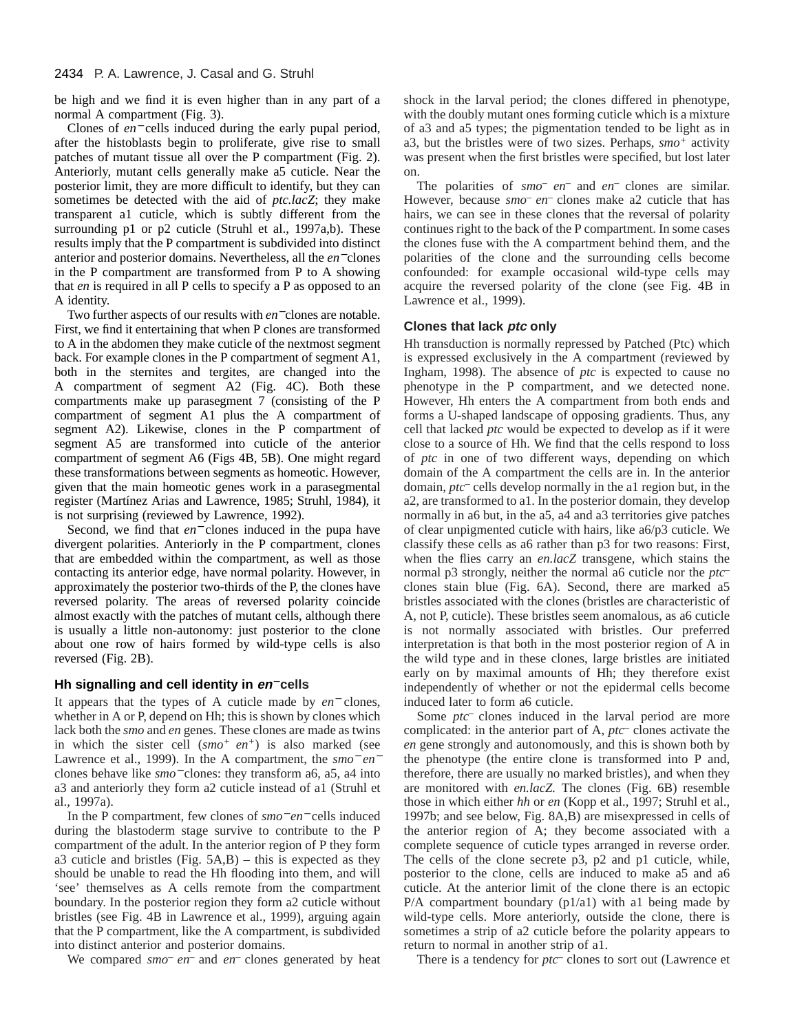be high and we find it is even higher than in any part of a normal A compartment (Fig. 3).

Clones of *en*⁻ cells induced during the early pupal period, after the histoblasts begin to proliferate, give rise to small patches of mutant tissue all over the P compartment (Fig. 2). Anteriorly, mutant cells generally make a5 cuticle. Near the posterior limit, they are more difficult to identify, but they can sometimes be detected with the aid of *ptc.lacZ*; they make transparent a1 cuticle, which is subtly different from the surrounding p1 or p2 cuticle (Struhl et al., 1997a,b). These results imply that the P compartment is subdivided into distinct anterior and posterior domains. Nevertheless, all the *en*⁻ clones in the P compartment are transformed from P to A showing that *en* is required in all P cells to specify a P as opposed to an A identity.

Two further aspects of our results with *en*⁻ clones are notable. First, we find it entertaining that when P clones are transformed to A in the abdomen they make cuticle of the nextmost segment back. For example clones in the P compartment of segment A1, both in the sternites and tergites, are changed into the A compartment of segment A2 (Fig. 4C). Both these compartments make up parasegment 7 (consisting of the P compartment of segment A1 plus the A compartment of segment A2). Likewise, clones in the P compartment of segment A5 are transformed into cuticle of the anterior compartment of segment A6 (Figs 4B, 5B). One might regard these transformations between segments as homeotic. However, given that the main homeotic genes work in a parasegmental register (Martínez Arias and Lawrence, 1985; Struhl, 1984), it is not surprising (reviewed by Lawrence, 1992).

Second, we find that *en*⁻ clones induced in the pupa have divergent polarities. Anteriorly in the P compartment, clones that are embedded within the compartment, as well as those contacting its anterior edge, have normal polarity. However, in approximately the posterior two-thirds of the P, the clones have reversed polarity. The areas of reversed polarity coincide almost exactly with the patches of mutant cells, although there is usually a little non-autonomy: just posterior to the clone about one row of hairs formed by wild-type cells is also reversed (Fig. 2B).

### Hh signalling and cell identity in *en*⁻ cells

It appears that the types of A cuticle made by *en*⁻ clones, whether in A or P, depend on Hh; this is shown by clones which lack both the *smo* and *en* genes. These clones are made as twins in which the sister cell (*smo*⁺ *en*⁺) is also marked (see Lawrence et al., 1999). In the A compartment, the *smo*⁻ *en*⁻ clones behave like *smo*⁻ clones: they transform a6, a5, a4 into a3 and anteriorly they form a2 cuticle instead of a1 (Struhl et al., 1997a).

In the P compartment, few clones of *smo*⁻ *en*⁻ cells induced during the blastoderm stage survive to contribute to the P compartment of the adult. In the anterior region of P they form a3 cuticle and bristles (Fig. 5A,B) – this is expected as they should be unable to read the Hh flooding into them, and will 'see' themselves as A cells remote from the compartment boundary. In the posterior region they form a2 cuticle without bristles (see Fig. 4B in Lawrence et al., 1999), arguing again that the P compartment, like the A compartment, is subdivided into distinct anterior and posterior domains.

We compared *smo*⁻ *en*⁻ and *en*⁻ clones generated by heat shock in the larval period; the clones differed in phenotype, with the doubly mutant ones forming cuticle which is a mixture of a3 and a5 types; the pigmentation tended to be light as in a3, but the bristles were of two sizes. Perhaps, *smo*⁺ activity was present when the first bristles were specified, but lost later on.

The polarities of *smo*⁻ *en*⁻ and *en*⁻ clones are similar. However, because *smo*⁻ *en*⁻ clones make a2 cuticle that has hairs, we can see in these clones that the reversal of polarity continues right to the back of the P compartment. In some cases the clones fuse with the A compartment behind them, and the polarities of the clone and the surrounding cells become confounded: for example occasional wild-type cells may acquire the reversed polarity of the clone (see Fig. 4B in Lawrence et al., 1999).

### Clones that lack *ptc* only

Hh transduction is normally repressed by Patched (Ptc) which is expressed exclusively in the A compartment (reviewed by Ingham, 1998). The absence of *ptc* is expected to cause no phenotype in the P compartment, and we detected none. However, Hh enters the A compartment from both ends and forms a U-shaped landscape of opposing gradients. Thus, any cell that lacked *ptc* would be expected to develop as if it were close to a source of Hh. We find that the cells respond to loss of *ptc* in one of two different ways, depending on which domain of the A compartment the cells are in. In the anterior domain, *ptc*⁻ cells develop normally in the a1 region but, in the a2, are transformed to a1. In the posterior domain, they develop normally in a6 but, in the a5, a4 and a3 territories give patches of clear unpigmented cuticle with hairs, like a6/p3 cuticle. We classify these cells as a6 rather than p3 for two reasons: First, when the flies carry an *en.lacZ* transgene, which stains the normal p3 strongly, neither the normal a6 cuticle nor the *ptc*⁻ clones stain blue (Fig. 6A). Second, there are marked a5 bristles associated with the clones (bristles are characteristic of A, not P, cuticle). These bristles seem anomalous, as a6 cuticle is not normally associated with bristles. Our preferred interpretation is that both in the most posterior region of A in the wild type and in these clones, large bristles are initiated early on by maximal amounts of Hh; they therefore exist independently of whether or not the epidermal cells become induced later to form a6 cuticle.

Some *ptc*⁻ clones induced in the larval period are more complicated: in the anterior part of A, *ptc*⁻ clones activate the *en* gene strongly and autonomously, and this is shown both by the phenotype (the entire clone is transformed into P and, therefore, there are usually no marked bristles), and when they are monitored with *en.lacZ.* The clones (Fig. 6B) resemble those in which either *hh* or *en* (Kopp et al., 1997; Struhl et al., 1997b; and see below, Fig. 8A,B) are misexpressed in cells of the anterior region of A; they become associated with a complete sequence of cuticle types arranged in reverse order. The cells of the clone secrete p3, p2 and p1 cuticle, while, posterior to the clone, cells are induced to make a5 and a6 cuticle. At the anterior limit of the clone there is an ectopic P/A compartment boundary (p1/a1) with a1 being made by wild-type cells. More anteriorly, outside the clone, there is sometimes a strip of a2 cuticle before the polarity appears to return to normal in another strip of a1.

There is a tendency for *ptc*⁻ clones to sort out (Lawrence et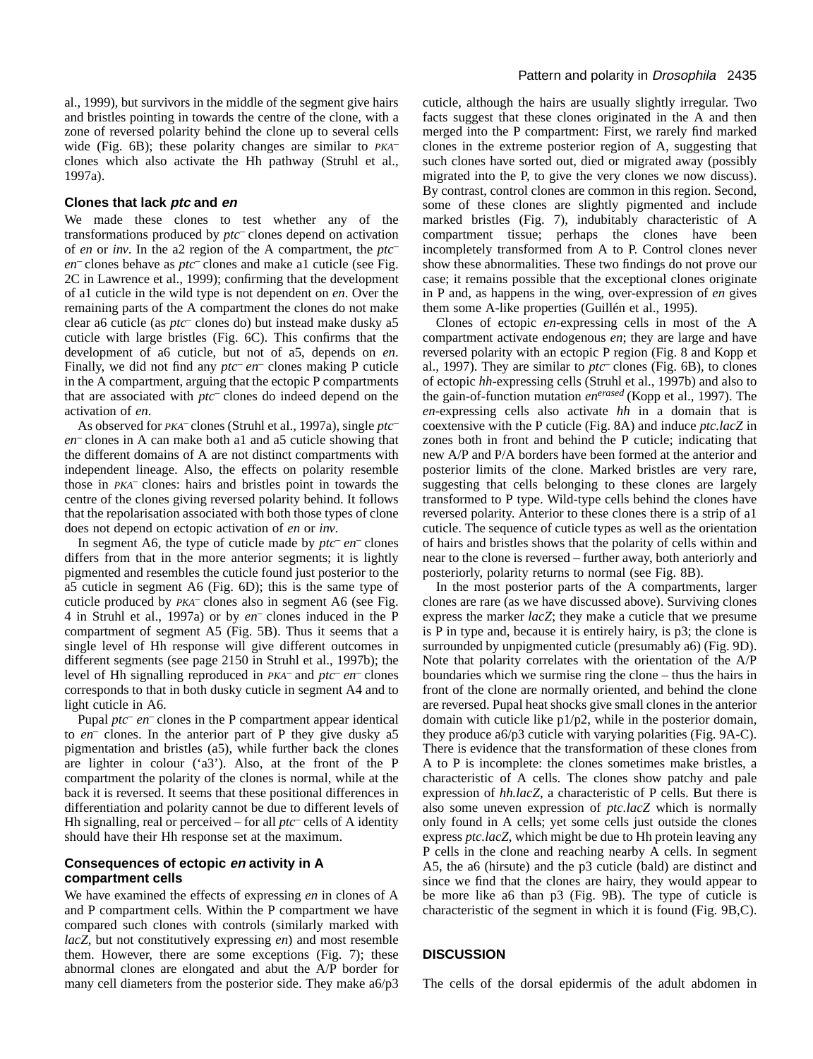al., 1999), but survivors in the middle of the segment give hairs and bristles pointing in towards the centre of the clone, with a zone of reversed polarity behind the clone up to several cells wide (Fig. 6B); these polarity changes are similar to $PKA^{-}$ clones which also activate the Hh pathway (Struhl et al., 1997a).

### Clones that lack *ptc* and *en*

We made these clones to test whether any of the transformations produced by $ptc^{-}$ clones depend on activation of *en* or *inv*. In the a2 region of the A compartment, the $ptc^{-}$ $en^{-}$ clones behave as $ptc^{-}$ clones and make a1 cuticle (see Fig. 2C in Lawrence et al., 1999); confirming that the development of a1 cuticle in the wild type is not dependent on *en*. Over the remaining parts of the A compartment the clones do not make clear a6 cuticle (as $ptc^{-}$ clones do) but instead make dusky a5 cuticle with large bristles (Fig. 6C). This confirms that the development of a6 cuticle, but not of a5, depends on *en*. Finally, we did not find any $ptc^{-}$ $en^{-}$ clones making P cuticle in the A compartment, arguing that the ectopic P compartments that are associated with $ptc^{-}$ clones do indeed depend on the activation of *en*.

As observed for $PKA^{-}$ clones (Struhl et al., 1997a), single $ptc^{-}$ $en^{-}$ clones in A can make both a1 and a5 cuticle showing that the different domains of A are not distinct compartments with independent lineage. Also, the effects on polarity resemble those in $PKA^{-}$ clones: hairs and bristles point in towards the centre of the clones giving reversed polarity behind. It follows that the repolarisation associated with both those types of clone does not depend on ectopic activation of *en* or *inv*.

In segment A6, the type of cuticle made by $ptc^{-}$ $en^{-}$ clones differs from that in the more anterior segments; it is lightly pigmented and resembles the cuticle found just posterior to the a5 cuticle in segment A6 (Fig. 6D); this is the same type of cuticle produced by $PKA^{-}$ clones also in segment A6 (see Fig. 4 in Struhl et al., 1997a) or by $en^{-}$ clones induced in the P compartment of segment A5 (Fig. 5B). Thus it seems that a single level of Hh response will give different outcomes in different segments (see page 2150 in Struhl et al., 1997b); the level of Hh signalling reproduced in $PKA^{-}$ and $ptc^{-}$ $en^{-}$ clones corresponds to that in both dusky cuticle in segment A4 and to light cuticle in A6.

Pupal $ptc^{-}$ $en^{-}$ clones in the P compartment appear identical to $en^{-}$ clones. In the anterior part of P they give dusky a5 pigmentation and bristles (a5), while further back the clones are lighter in colour ('a3'). Also, at the front of the P compartment the polarity of the clones is normal, while at the back it is reversed. It seems that these positional differences in differentiation and polarity cannot be due to different levels of Hh signalling, real or perceived – for all $ptc^{-}$ cells of A identity should have their Hh response set at the maximum.

### Consequences of ectopic *en* activity in A compartment cells

We have examined the effects of expressing *en* in clones of A and P compartment cells. Within the P compartment we have compared such clones with controls (similarly marked with *lacZ*, but not constitutively expressing *en*) and most resemble them. However, there are some exceptions (Fig. 7); these abnormal clones are elongated and abut the A/P border for many cell diameters from the posterior side. They make a6/p3 cuticle, although the hairs are usually slightly irregular. Two facts suggest that these clones originated in the A and then merged into the P compartment: First, we rarely find marked clones in the extreme posterior region of A, suggesting that such clones have sorted out, died or migrated away (possibly migrated into the P, to give the very clones we now discuss). By contrast, control clones are common in this region. Second, some of these clones are slightly pigmented and include marked bristles (Fig. 7), indubitably characteristic of A compartment tissue; perhaps the clones have been incompletely transformed from A to P. Control clones never show these abnormalities. These two findings do not prove our case; it remains possible that the exceptional clones originate in P and, as happens in the wing, over-expression of *en* gives them some A-like properties (Guillén et al., 1995).

Clones of ectopic *en*-expressing cells in most of the A compartment activate endogenous *en*; they are large and have reversed polarity with an ectopic P region (Fig. 8 and Kopp et al., 1997). They are similar to $ptc^{-}$ clones (Fig. 6B), to clones of ectopic *hh*-expressing cells (Struhl et al., 1997b) and also to the gain-of-function mutation $en^{erased}$ (Kopp et al., 1997). The *en*-expressing cells also activate *hh* in a domain that is coextensive with the P cuticle (Fig. 8A) and induce *ptc.lacZ* in zones both in front and behind the P cuticle; indicating that new A/P and P/A borders have been formed at the anterior and posterior limits of the clone. Marked bristles are very rare, suggesting that cells belonging to these clones are largely transformed to P type. Wild-type cells behind the clones have reversed polarity. Anterior to these clones there is a strip of a1 cuticle. The sequence of cuticle types as well as the orientation of hairs and bristles shows that the polarity of cells within and near to the clone is reversed – further away, both anteriorly and posteriorly, polarity returns to normal (see Fig. 8B).

In the most posterior parts of the A compartments, larger clones are rare (as we have discussed above). Surviving clones express the marker *lacZ*; they make a cuticle that we presume is P in type and, because it is entirely hairy, is p3; the clone is surrounded by unpigmented cuticle (presumably a6) (Fig. 9D). Note that polarity correlates with the orientation of the A/P boundaries which we surmise ring the clone – thus the hairs in front of the clone are normally oriented, and behind the clone are reversed. Pupal heat shocks give small clones in the anterior domain with cuticle like p1/p2, while in the posterior domain, they produce a6/p3 cuticle with varying polarities (Fig. 9A-C). There is evidence that the transformation of these clones from A to P is incomplete: the clones sometimes make bristles, a characteristic of A cells. The clones show patchy and pale expression of *hh.lacZ*, a characteristic of P cells. But there is also some uneven expression of *ptc.lacZ* which is normally only found in A cells; yet some cells just outside the clones express *ptc.lacZ*, which might be due to Hh protein leaving any P cells in the clone and reaching nearby A cells. In segment A5, the a6 (hirsute) and the p3 cuticle (bald) are distinct and since we find that the clones are hairy, they would appear to be more like a6 than p3 (Fig. 9B). The type of cuticle is characteristic of the segment in which it is found (Fig. 9B,C).

## DISCUSSION

The cells of the dorsal epidermis of the adult abdomen in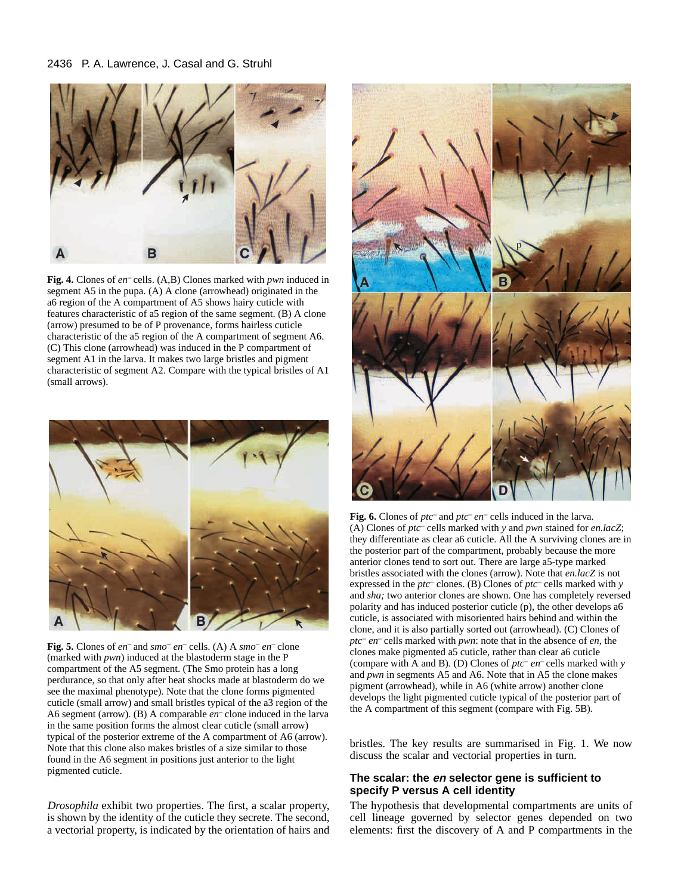**Fig. 4.** Clones of *en*⁻ cells. (A,B) Clones marked with *pwn* induced in segment A5 in the pupa. (A) A clone (arrowhead) originated in the a6 region of the A compartment of A5 shows hairy cuticle with features characteristic of a5 region of the same segment. (B) A clone (arrow) presumed to be of P provenance, forms hairless cuticle characteristic of the a5 region of the A compartment of segment A6. (C) This clone (arrowhead) was induced in the P compartment of segment A1 in the larva. It makes two large bristles and pigment characteristic of segment A2. Compare with the typical bristles of A1 (small arrows).

**Fig. 5.** Clones of *en*⁻ and *smo*⁻ *en*⁻ cells. (A) A *smo*⁻ *en*⁻ clone (marked with *pwn*) induced at the blastoderm stage in the P compartment of the A5 segment. (The Smo protein has a long perdurance, so that only after heat shocks made at blastoderm do we see the maximal phenotype). Note that the clone forms pigmented cuticle (small arrow) and small bristles typical of the a3 region of the A6 segment (arrow). (B) A comparable *en*⁻ clone induced in the larva in the same position forms the almost clear cuticle (small arrow) typical of the posterior extreme of the A compartment of A6 (arrow). Note that this clone also makes bristles of a size similar to those found in the A6 segment in positions just anterior to the light pigmented cuticle.

**Fig. 6.** Clones of *ptc*⁻ and *ptc*⁻ *en*⁻ cells induced in the larva. (A) Clones of *ptc*⁻ cells marked with *y* and *pwn* stained for *en.lacZ*; they differentiate as clear a6 cuticle. All the A surviving clones are in the posterior part of the compartment, probably because the more anterior clones tend to sort out. There are large a5-type marked bristles associated with the clones (arrow). Note that *en.lacZ* is not expressed in the *ptc*⁻ clones. (B) Clones of *ptc*⁻ cells marked with *y* and *sha;* two anterior clones are shown. One has completely reversed polarity and has induced posterior cuticle (p), the other develops a6 cuticle, is associated with misoriented hairs behind and within the clone, and it is also partially sorted out (arrowhead). (C) Clones of *ptc*⁻ *en*⁻ cells marked with *pwn*: note that in the absence of *en*, the clones make pigmented a5 cuticle, rather than clear a6 cuticle (compare with A and B). (D) Clones of *ptc*⁻ *en*⁻ cells marked with *y* and *pwn* in segments A5 and A6. Note that in A5 the clone makes pigment (arrowhead), while in A6 (white arrow) another clone develops the light pigmented cuticle typical of the posterior part of the A compartment of this segment (compare with Fig. 5B).

*Drosophila* exhibit two properties. The first, a scalar property, is shown by the identity of the cuticle they secrete. The second, a vectorial property, is indicated by the orientation of hairs and bristles. The key results are summarised in Fig. 1. We now discuss the scalar and vectorial properties in turn.

### The scalar: the *en* selector gene is sufficient to specify P versus A cell identity

The hypothesis that developmental compartments are units of cell lineage governed by selector genes depended on two elements: first the discovery of A and P compartments in the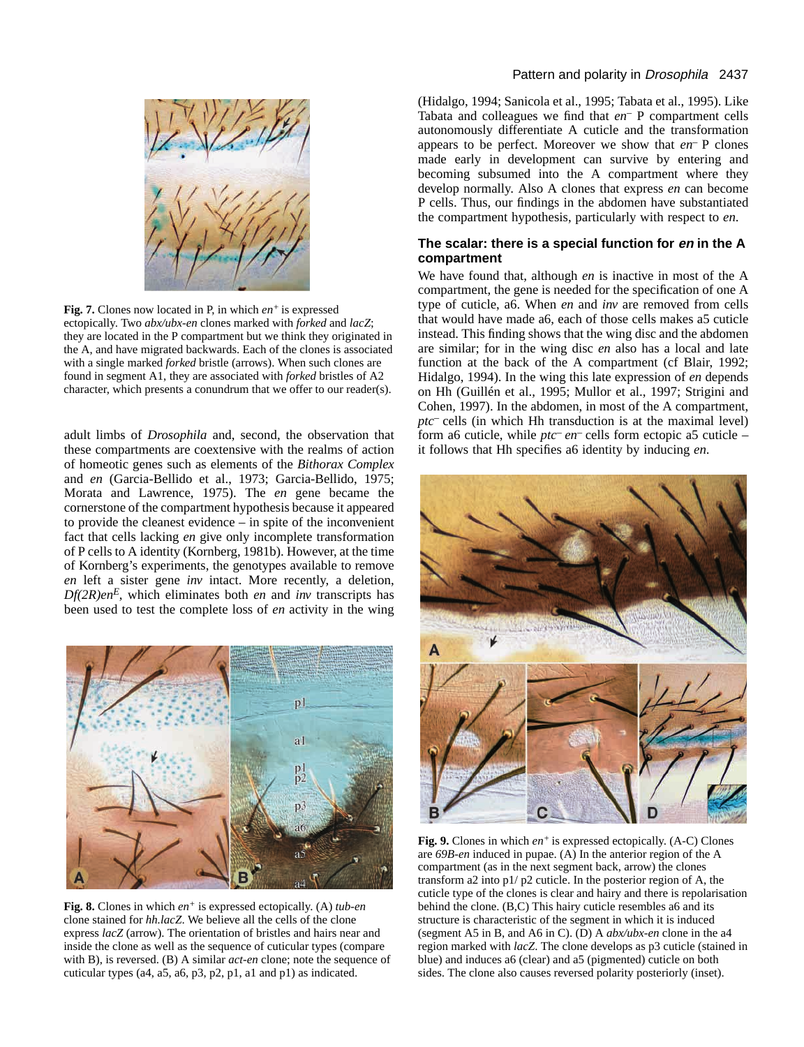**Fig. 7.** Clones now located in P, in which $en^+$ is expressed ectopically. Two *abx/ubx-en* clones marked with *forked* and *lacZ*; they are located in the P compartment but we think they originated in the A, and have migrated backwards. Each of the clones is associated with a single marked *forked* bristle (arrows). When such clones are found in segment A1, they are associated with *forked* bristles of A2 character, which presents a conundrum that we offer to our reader(s).

adult limbs of *Drosophila* and, second, the observation that these compartments are coextensive with the realms of action of homeotic genes such as elements of the *Bithorax Complex* and *en* (Garcia-Bellido et al., 1973; Garcia-Bellido, 1975; Morata and Lawrence, 1975). The *en* gene became the cornerstone of the compartment hypothesis because it appeared to provide the cleanest evidence – in spite of the inconvenient fact that cells lacking *en* give only incomplete transformation of P cells to A identity (Kornberg, 1981b). However, at the time of Kornberg's experiments, the genotypes available to remove *en* left a sister gene *inv* intact. More recently, a deletion, $Df(2R)en^E$, which eliminates both *en* and *inv* transcripts has been used to test the complete loss of *en* activity in the wing

**Fig. 8.** Clones in which $en^+$ is expressed ectopically. (A) *tub-en* clone stained for *hh.lacZ*. We believe all the cells of the clone express *lacZ* (arrow). The orientation of bristles and hairs near and inside the clone as well as the sequence of cuticular types (compare with B), is reversed. (B) A similar *act-en* clone; note the sequence of cuticular types (a4, a5, a6, p3, p2, p1, a1 and p1) as indicated.

(Hidalgo, 1994; Sanicola et al., 1995; Tabata et al., 1995). Like Tabata and colleagues we find that $en^-$ P compartment cells autonomously differentiate A cuticle and the transformation appears to be perfect. Moreover we show that $en^-$ P clones made early in development can survive by entering and becoming subsumed into the A compartment where they develop normally. Also A clones that express *en* can become P cells. Thus, our findings in the abdomen have substantiated the compartment hypothesis, particularly with respect to *en*.

### The scalar: there is a special function for *en* in the A compartment

We have found that, although *en* is inactive in most of the A compartment, the gene is needed for the specification of one A type of cuticle, a6. When *en* and *inv* are removed from cells that would have made a6, each of those cells makes a5 cuticle instead. This finding shows that the wing disc and the abdomen are similar; for in the wing disc *en* also has a local and late function at the back of the A compartment (cf Blair, 1992; Hidalgo, 1994). In the wing this late expression of *en* depends on Hh (Guillén et al., 1995; Mullor et al., 1997; Strigini and Cohen, 1997). In the abdomen, in most of the A compartment, $ptc^-$ cells (in which Hh transduction is at the maximal level) form a6 cuticle, while $ptc^-$ $en^-$ cells form ectopic a5 cuticle – it follows that Hh specifies a6 identity by inducing *en*.

**Fig. 9.** Clones in which $en^+$ is expressed ectopically. (A-C) Clones are *69B-en* induced in pupae. (A) In the anterior region of the A compartment (as in the next segment back, arrow) the clones transform a2 into p1/ p2 cuticle. In the posterior region of A, the cuticle type of the clones is clear and hairy and there is repolarisation behind the clone. (B,C) This hairy cuticle resembles a6 and its structure is characteristic of the segment in which it is induced (segment A5 in B, and A6 in C). (D) A *abx/ubx-en* clone in the a4 region marked with *lacZ*. The clone develops as p3 cuticle (stained in blue) and induces a6 (clear) and a5 (pigmented) cuticle on both sides. The clone also causes reversed polarity posteriorly (inset).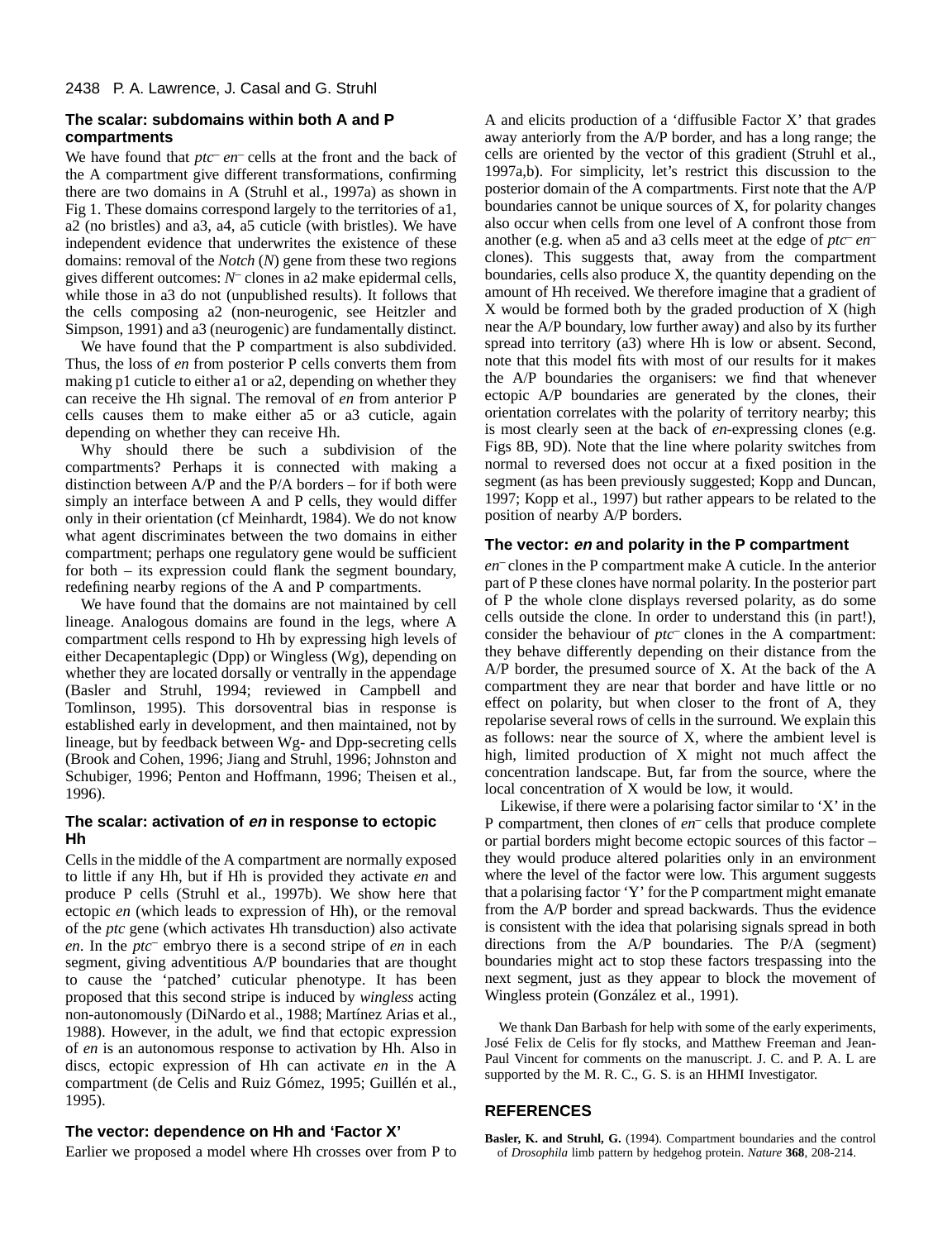### The scalar: subdomains within both A and P compartments

We have found that *ptc*⁻ *en*⁻ cells at the front and the back of the A compartment give different transformations, confirming there are two domains in A (Struhl et al., 1997a) as shown in Fig 1. These domains correspond largely to the territories of a1, a2 (no bristles) and a3, a4, a5 cuticle (with bristles). We have independent evidence that underwrites the existence of these domains: removal of the *Notch* (*N*) gene from these two regions gives different outcomes: *N*⁻ clones in a2 make epidermal cells, while those in a3 do not (unpublished results). It follows that the cells composing a2 (non-neurogenic, see Heitzler and Simpson, 1991) and a3 (neurogenic) are fundamentally distinct.

We have found that the P compartment is also subdivided. Thus, the loss of *en* from posterior P cells converts them from making p1 cuticle to either a1 or a2, depending on whether they can receive the Hh signal. The removal of *en* from anterior P cells causes them to make either a5 or a3 cuticle, again depending on whether they can receive Hh.

Why should there be such a subdivision of the compartments? Perhaps it is connected with making a distinction between A/P and the P/A borders – for if both were simply an interface between A and P cells, they would differ only in their orientation (cf Meinhardt, 1984). We do not know what agent discriminates between the two domains in either compartment; perhaps one regulatory gene would be sufficient for both – its expression could flank the segment boundary, redefining nearby regions of the A and P compartments.

We have found that the domains are not maintained by cell lineage. Analogous domains are found in the legs, where A compartment cells respond to Hh by expressing high levels of either Decapentaplegic (Dpp) or Wingless (Wg), depending on whether they are located dorsally or ventrally in the appendage (Basler and Struhl, 1994; reviewed in Campbell and Tomlinson, 1995). This dorsoventral bias in response is established early in development, and then maintained, not by lineage, but by feedback between Wg- and Dpp-secreting cells (Brook and Cohen, 1996; Jiang and Struhl, 1996; Johnston and Schubiger, 1996; Penton and Hoffmann, 1996; Theisen et al., 1996).

### The scalar: activation of *en* in response to ectopic Hh

Cells in the middle of the A compartment are normally exposed to little if any Hh, but if Hh is provided they activate *en* and produce P cells (Struhl et al., 1997b). We show here that ectopic *en* (which leads to expression of Hh), or the removal of the *ptc* gene (which activates Hh transduction) also activate *en*. In the *ptc*⁻ embryo there is a second stripe of *en* in each segment, giving adventitious A/P boundaries that are thought to cause the 'patched' cuticular phenotype. It has been proposed that this second stripe is induced by *wingless* acting non-autonomously (DiNardo et al., 1988; Martínez Arias et al., 1988). However, in the adult, we find that ectopic expression of *en* is an autonomous response to activation by Hh. Also in discs, ectopic expression of Hh can activate *en* in the A compartment (de Celis and Ruiz Gómez, 1995; Guillén et al., 1995).

### The vector: dependence on Hh and 'Factor X'

Earlier we proposed a model where Hh crosses over from P to A and elicits production of a 'diffusible Factor X' that grades away anteriorly from the A/P border, and has a long range; the cells are oriented by the vector of this gradient (Struhl et al., 1997a,b). For simplicity, let's restrict this discussion to the posterior domain of the A compartments. First note that the A/P boundaries cannot be unique sources of X, for polarity changes also occur when cells from one level of A confront those from another (e.g. when a5 and a3 cells meet at the edge of *ptc*⁻ *en*⁻ clones). This suggests that, away from the compartment boundaries, cells also produce X, the quantity depending on the amount of Hh received. We therefore imagine that a gradient of X would be formed both by the graded production of X (high near the A/P boundary, low further away) and also by its further spread into territory (a3) where Hh is low or absent. Second, note that this model fits with most of our results for it makes the A/P boundaries the organisers: we find that whenever ectopic A/P boundaries are generated by the clones, their orientation correlates with the polarity of territory nearby; this is most clearly seen at the back of *en*-expressing clones (e.g. Figs 8B, 9D). Note that the line where polarity switches from normal to reversed does not occur at a fixed position in the segment (as has been previously suggested; Kopp and Duncan, 1997; Kopp et al., 1997) but rather appears to be related to the position of nearby A/P borders.

### The vector: *en* and polarity in the P compartment

*en*⁻ clones in the P compartment make A cuticle. In the anterior part of P these clones have normal polarity. In the posterior part of P the whole clone displays reversed polarity, as do some cells outside the clone. In order to understand this (in part!), consider the behaviour of *ptc*⁻ clones in the A compartment: they behave differently depending on their distance from the A/P border, the presumed source of X. At the back of the A compartment they are near that border and have little or no effect on polarity, but when closer to the front of A, they repolarise several rows of cells in the surround. We explain this as follows: near the source of X, where the ambient level is high, limited production of X might not much affect the concentration landscape. But, far from the source, where the local concentration of X would be low, it would.

Likewise, if there were a polarising factor similar to 'X' in the P compartment, then clones of *en*⁻ cells that produce complete or partial borders might become ectopic sources of this factor – they would produce altered polarities only in an environment where the level of the factor were low. This argument suggests that a polarising factor 'Y' for the P compartment might emanate from the A/P border and spread backwards. Thus the evidence is consistent with the idea that polarising signals spread in both directions from the A/P boundaries. The P/A (segment) boundaries might act to stop these factors trespassing into the next segment, just as they appear to block the movement of Wingless protein (González et al., 1991).

We thank Dan Barbash for help with some of the early experiments, José Felix de Celis for fly stocks, and Matthew Freeman and Jean-Paul Vincent for comments on the manuscript. J. C. and P. A. L are supported by the M. R. C., G. S. is an HHMI Investigator.

## REFERENCES

**Basler, K. and Struhl, G.** (1994). Compartment boundaries and the control of *Drosophila* limb pattern by hedgehog protein. *Nature* **368**, 208-214.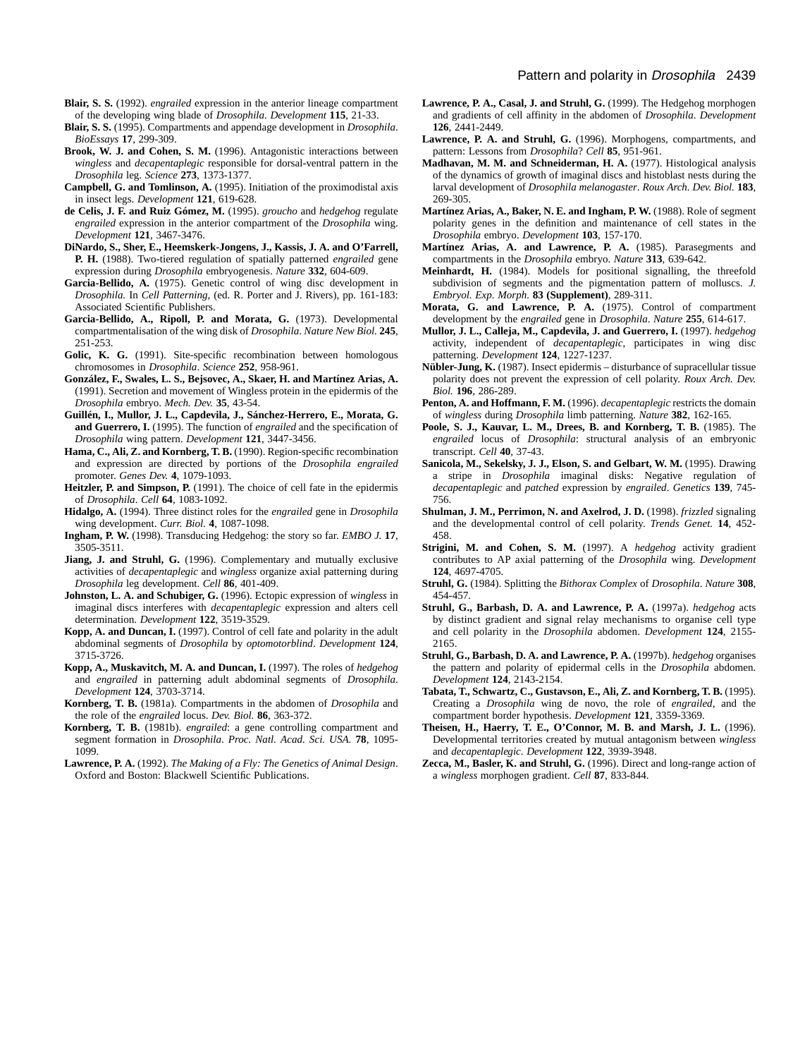**Blair, S. S.** (1992). *engrailed* expression in the anterior lineage compartment of the developing wing blade of *Drosophila*. *Development* **115**, 21-33.

**Blair, S. S.** (1995). Compartments and appendage development in *Drosophila*. *BioEssays* **17**, 299-309.

**Brook, W. J. and Cohen, S. M.** (1996). Antagonistic interactions between *wingless* and *decapentaplegic* responsible for dorsal-ventral pattern in the *Drosophila* leg. *Science* **273**, 1373-1377.

**Campbell, G. and Tomlinson, A.** (1995). Initiation of the proximodistal axis in insect legs. *Development* **121**, 619-628.

**de Celis, J. F. and Ruiz Gómez, M.** (1995). *groucho* and *hedgehog* regulate *engrailed* expression in the anterior compartment of the *Drosophila* wing. *Development* **121**, 3467-3476.

**DiNardo, S., Sher, E., Heemskerk-Jongens, J., Kassis, J. A. and O'Farrell, P. H.** (1988). Two-tiered regulation of spatially patterned *engrailed* gene expression during *Drosophila* embryogenesis. *Nature* **332**, 604-609.

**Garcia-Bellido, A.** (1975). Genetic control of wing disc development in *Drosophila*. In *Cell Patterning*, (ed. R. Porter and J. Rivers), pp. 161-183: Associated Scientific Publishers.

**Garcia-Bellido, A., Ripoll, P. and Morata, G.** (1973). Developmental compartmentalisation of the wing disk of *Drosophila*. *Nature New Biol.* **245**, 251-253.

**Golic, K. G.** (1991). Site-specific recombination between homologous chromosomes in *Drosophila*. *Science* **252**, 958-961.

**González, F., Swales, L. S., Bejsovec, A., Skaer, H. and Martínez Arias, A.** (1991). Secretion and movement of Wingless protein in the epidermis of the *Drosophila* embryo. *Mech. Dev.* **35**, 43-54.

**Guillén, I., Mullor, J. L., Capdevila, J., Sánchez-Herrero, E., Morata, G. and Guerrero, I.** (1995). The function of *engrailed* and the specification of *Drosophila* wing pattern. *Development* **121**, 3447-3456.

**Hama, C., Ali, Z. and Kornberg, T. B.** (1990). Region-specific recombination and expression are directed by portions of the *Drosophila engrailed* promoter. *Genes Dev.* **4**, 1079-1093.

**Heitzler, P. and Simpson, P.** (1991). The choice of cell fate in the epidermis of *Drosophila*. *Cell* **64**, 1083-1092.

**Hidalgo, A.** (1994). Three distinct roles for the *engrailed* gene in *Drosophila* wing development. *Curr. Biol.* **4**, 1087-1098.

**Ingham, P. W.** (1998). Transducing Hedgehog: the story so far. *EMBO J.* **17**, 3505-3511.

**Jiang, J. and Struhl, G.** (1996). Complementary and mutually exclusive activities of *decapentaplegic* and *wingless* organize axial patterning during *Drosophila* leg development. *Cell* **86**, 401-409.

**Johnston, L. A. and Schubiger, G.** (1996). Ectopic expression of *wingless* in imaginal discs interferes with *decapentaplegic* expression and alters cell determination. *Development* **122**, 3519-3529.

**Kopp, A. and Duncan, I.** (1997). Control of cell fate and polarity in the adult abdominal segments of *Drosophila* by *optomotorblind*. *Development* **124**, 3715-3726.

**Kopp, A., Muskavitch, M. A. and Duncan, I.** (1997). The roles of *hedgehog* and *engrailed* in patterning adult abdominal segments of *Drosophila*. *Development* **124**, 3703-3714.

**Kornberg, T. B.** (1981a). Compartments in the abdomen of *Drosophila* and the role of the *engrailed* locus. *Dev. Biol.* **86**, 363-372.

**Kornberg, T. B.** (1981b). *engrailed*: a gene controlling compartment and segment formation in *Drosophila*. *Proc. Natl. Acad. Sci. USA.* **78**, 1095-1099.

**Lawrence, P. A.** (1992). *The Making of a Fly: The Genetics of Animal Design*. Oxford and Boston: Blackwell Scientific Publications.

**Lawrence, P. A., Casal, J. and Struhl, G.** (1999). The Hedgehog morphogen and gradients of cell affinity in the abdomen of *Drosophila*. *Development* **126**, 2441-2449.

**Lawrence, P. A. and Struhl, G.** (1996). Morphogens, compartments, and pattern: Lessons from *Drosophila*? *Cell* **85**, 951-961.

**Madhavan, M. M. and Schneiderman, H. A.** (1977). Histological analysis of the dynamics of growth of imaginal discs and histoblast nests during the larval development of *Drosophila melanogaster*. *Roux Arch. Dev. Biol.* **183**, 269-305.

**Martínez Arias, A., Baker, N. E. and Ingham, P. W.** (1988). Role of segment polarity genes in the definition and maintenance of cell states in the *Drosophila* embryo. *Development* **103**, 157-170.

**Martínez Arias, A. and Lawrence, P. A.** (1985). Parasegments and compartments in the *Drosophila* embryo. *Nature* **313**, 639-642.

**Meinhardt, H.** (1984). Models for positional signalling, the threefold subdivision of segments and the pigmentation pattern of molluscs. *J. Embryol. Exp. Morph.* **83 (Supplement)**, 289-311.

**Morata, G. and Lawrence, P. A.** (1975). Control of compartment development by the *engrailed* gene in *Drosophila*. *Nature* **255**, 614-617.

**Mullor, J. L., Calleja, M., Capdevila, J. and Guerrero, I.** (1997). *hedgehog* activity, independent of *decapentaplegic*, participates in wing disc patterning. *Development* **124**, 1227-1237.

**Nübler-Jung, K.** (1987). Insect epidermis – disturbance of supracellular tissue polarity does not prevent the expression of cell polarity. *Roux Arch. Dev. Biol.* **196**, 286-289.

**Penton, A. and Hoffmann, F. M.** (1996). *decapentaplegic* restricts the domain of *wingless* during *Drosophila* limb patterning. *Nature* **382**, 162-165.

**Poole, S. J., Kauvar, L. M., Drees, B. and Kornberg, T. B.** (1985). The *engrailed* locus of *Drosophila*: structural analysis of an embryonic transcript. *Cell* **40**, 37-43.

**Sanicola, M., Sekelsky, J. J., Elson, S. and Gelbart, W. M.** (1995). Drawing a stripe in *Drosophila* imaginal disks: Negative regulation of *decapentaplegic* and *patched* expression by *engrailed*. *Genetics* **139**, 745-756.

**Shulman, J. M., Perrimon, N. and Axelrod, J. D.** (1998). *frizzled* signaling and the developmental control of cell polarity. *Trends Genet.* **14**, 452-458.

**Strigini, M. and Cohen, S. M.** (1997). A *hedgehog* activity gradient contributes to AP axial patterning of the *Drosophila* wing. *Development* **124**, 4697-4705.

**Struhl, G.** (1984). Splitting the *Bithorax Complex* of *Drosophila*. *Nature* **308**, 454-457.

**Struhl, G., Barbash, D. A. and Lawrence, P. A.** (1997a). *hedgehog* acts by distinct gradient and signal relay mechanisms to organise cell type and cell polarity in the *Drosophila* abdomen. *Development* **124**, 2155-2165.

**Struhl, G., Barbash, D. A. and Lawrence, P. A.** (1997b). *hedgehog* organises the pattern and polarity of epidermal cells in the *Drosophila* abdomen. *Development* **124**, 2143-2154.

**Tabata, T., Schwartz, C., Gustavson, E., Ali, Z. and Kornberg, T. B.** (1995). Creating a *Drosophila* wing de novo, the role of *engrailed*, and the compartment border hypothesis. *Development* **121**, 3359-3369.

**Theisen, H., Haerry, T. E., O'Connor, M. B. and Marsh, J. L.** (1996). Developmental territories created by mutual antagonism between *wingless* and *decapentaplegic*. *Development* **122**, 3939-3948.

**Zecca, M., Basler, K. and Struhl, G.** (1996). Direct and long-range action of a *wingless* morphogen gradient. *Cell* **87**, 833-844.